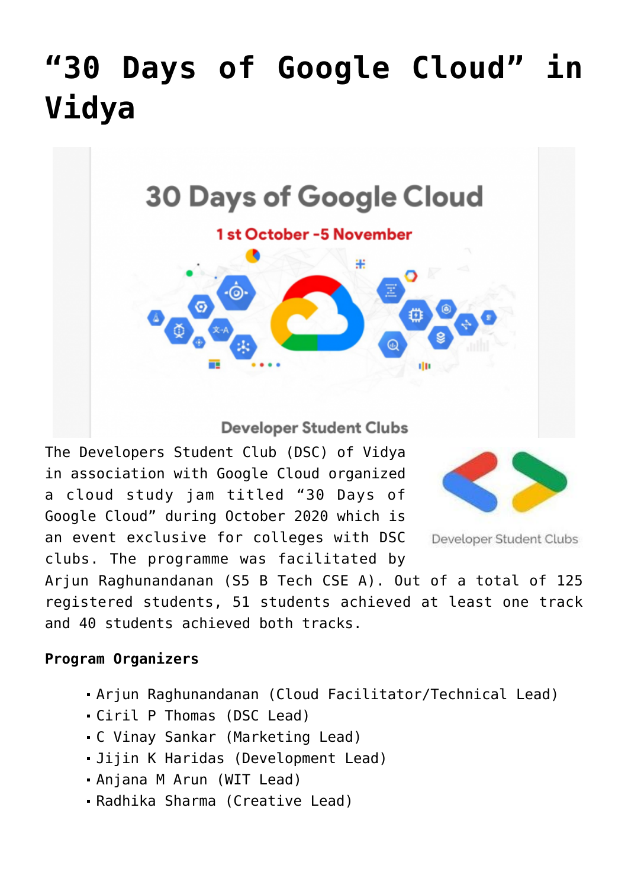# “30 Days of Google Cloud” in Vidya

The Developers Student Club (DSC) of Vidya in association with Google Cloud organized a cloud study jam titled “30 Days of Google Cloud” during October 2020 which is an event exclusive for colleges with DSC clubs. The programme was facilitated by Arjun Raghunandanan (S5 B Tech CSE A). Out of a total of 125 registered students, 51 students achieved at least one track and 40 students achieved both tracks.

**Program Organizers**

- Arjun Raghunandanan (Cloud Facilitator/Technical Lead)
- Ciril P Thomas (DSC Lead)
- C Vinay Sankar (Marketing Lead)
- Jijin K Haridas (Development Lead)
- Anjana M Arun (WIT Lead)
- Radhika Sharma (Creative Lead)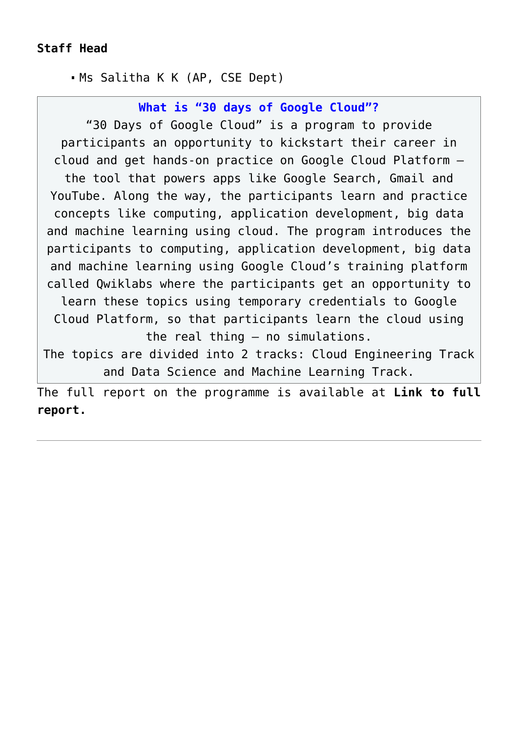**Staff Head**

- Ms Salitha K K (AP, CSE Dept)

**What is “30 days of Google Cloud”?**

“30 Days of Google Cloud” is a program to provide participants an opportunity to kickstart their career in cloud and get hands-on practice on Google Cloud Platform – the tool that powers apps like Google Search, Gmail and YouTube. Along the way, the participants learn and practice concepts like computing, application development, big data and machine learning using cloud. The program introduces the participants to computing, application development, big data and machine learning using Google Cloud’s training platform called Qwiklabs where the participants get an opportunity to learn these topics using temporary credentials to Google Cloud Platform, so that participants learn the cloud using the real thing – no simulations.

The topics are divided into 2 tracks: Cloud Engineering Track and Data Science and Machine Learning Track.

The full report on the programme is available at **Link to full report.**

---